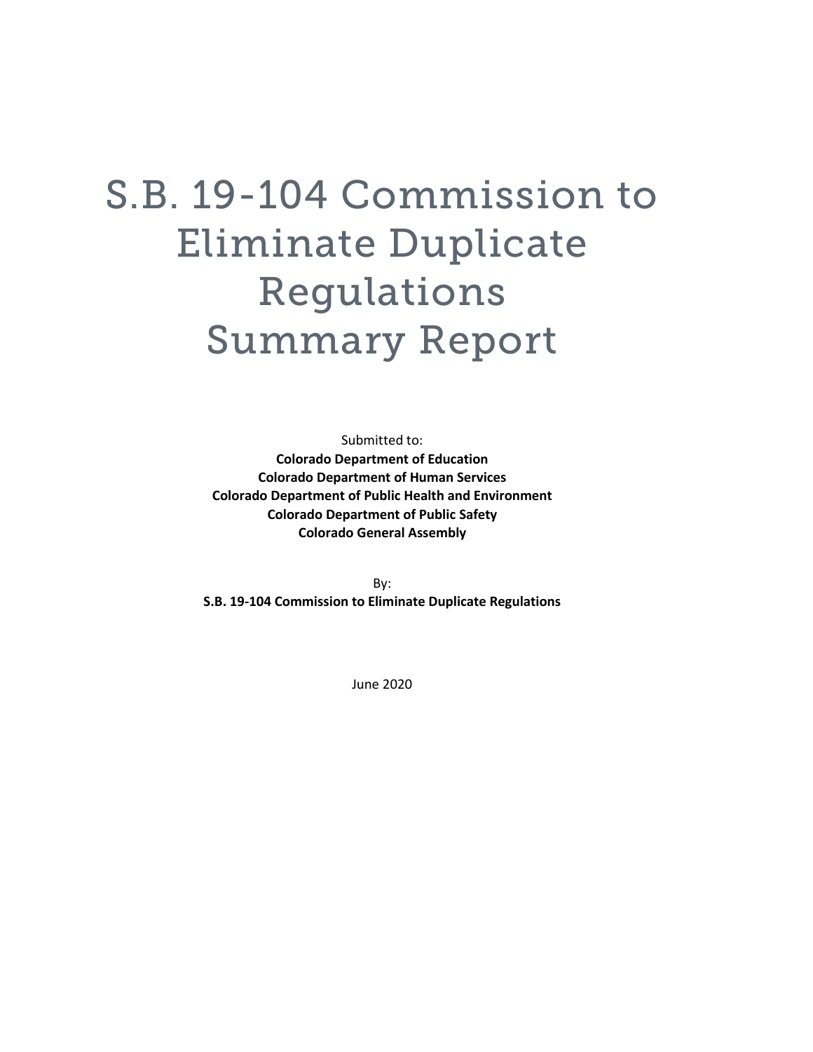# S.B. 19-104 Commission to Eliminate Duplicate Regulations Summary Report

Submitted to:

**Colorado Department of Education**
**Colorado Department of Human Services**
**Colorado Department of Public Health and Environment**
**Colorado Department of Public Safety**
**Colorado General Assembly**

By:

**S.B. 19-104 Commission to Eliminate Duplicate Regulations**

June 2020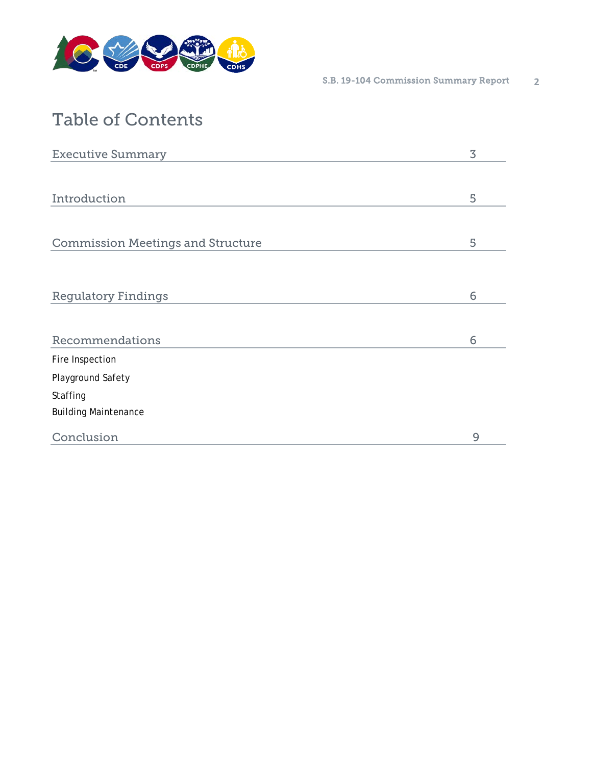# Table of Contents

| | |
|---|---|
| Executive Summary | 3 |
| Introduction | 5 |
| Commission Meetings and Structure | 5 |
| Regulatory Findings | 6 |
| Recommendations | 6 |
| Fire Inspection | |
| Playground Safety | |
| Staffing | |
| Building Maintenance | |
| Conclusion | 9 |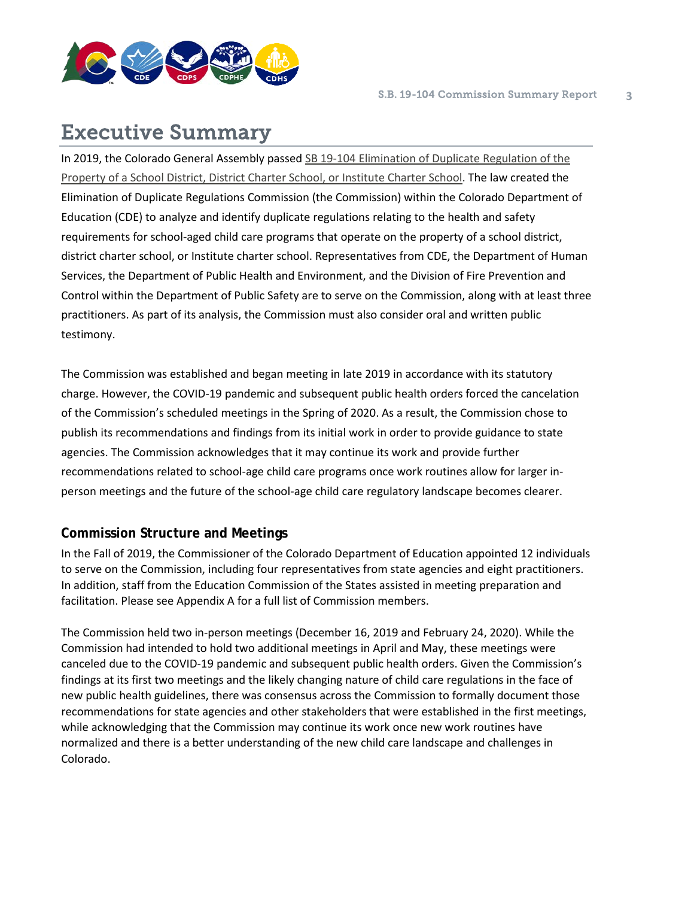# Executive Summary

In 2019, the Colorado General Assembly passed SB 19-104 Elimination of Duplicate Regulation of the Property of a School District, District Charter School, or Institute Charter School. The law created the Elimination of Duplicate Regulations Commission (the Commission) within the Colorado Department of Education (CDE) to analyze and identify duplicate regulations relating to the health and safety requirements for school-aged child care programs that operate on the property of a school district, district charter school, or Institute charter school. Representatives from CDE, the Department of Human Services, the Department of Public Health and Environment, and the Division of Fire Prevention and Control within the Department of Public Safety are to serve on the Commission, along with at least three practitioners. As part of its analysis, the Commission must also consider oral and written public testimony.

The Commission was established and began meeting in late 2019 in accordance with its statutory charge. However, the COVID-19 pandemic and subsequent public health orders forced the cancelation of the Commission's scheduled meetings in the Spring of 2020. As a result, the Commission chose to publish its recommendations and findings from its initial work in order to provide guidance to state agencies. The Commission acknowledges that it may continue its work and provide further recommendations related to school-age child care programs once work routines allow for larger in-person meetings and the future of the school-age child care regulatory landscape becomes clearer.

## Commission Structure and Meetings

In the Fall of 2019, the Commissioner of the Colorado Department of Education appointed 12 individuals to serve on the Commission, including four representatives from state agencies and eight practitioners. In addition, staff from the Education Commission of the States assisted in meeting preparation and facilitation. Please see Appendix A for a full list of Commission members.

The Commission held two in-person meetings (December 16, 2019 and February 24, 2020). While the Commission had intended to hold two additional meetings in April and May, these meetings were canceled due to the COVID-19 pandemic and subsequent public health orders. Given the Commission's findings at its first two meetings and the likely changing nature of child care regulations in the face of new public health guidelines, there was consensus across the Commission to formally document those recommendations for state agencies and other stakeholders that were established in the first meetings, while acknowledging that the Commission may continue its work once new work routines have normalized and there is a better understanding of the new child care landscape and challenges in Colorado.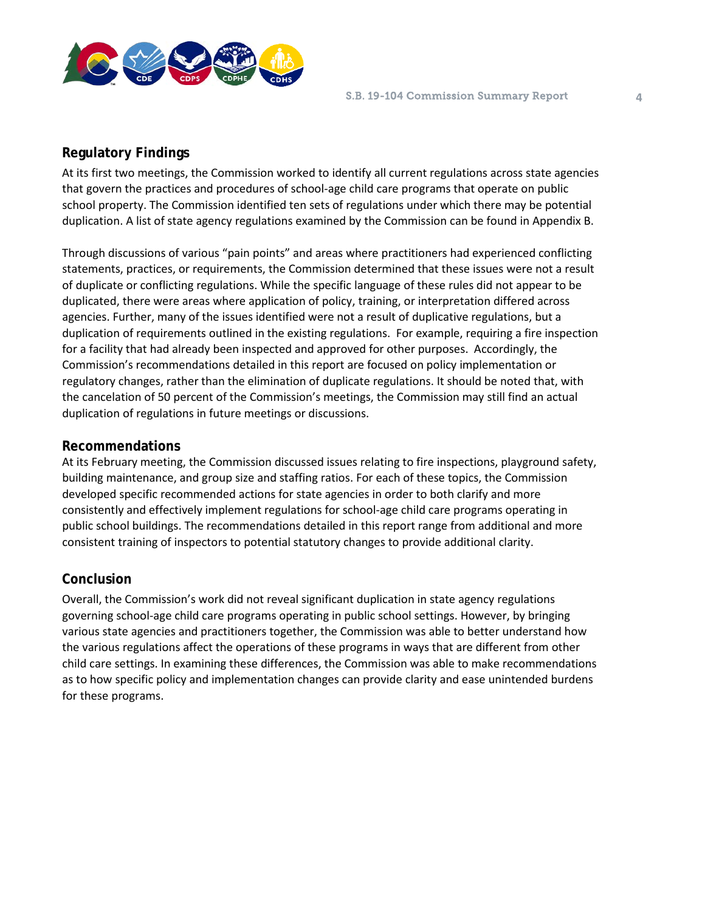## Regulatory Findings

At its first two meetings, the Commission worked to identify all current regulations across state agencies that govern the practices and procedures of school-age child care programs that operate on public school property. The Commission identified ten sets of regulations under which there may be potential duplication. A list of state agency regulations examined by the Commission can be found in Appendix B.

Through discussions of various "pain points" and areas where practitioners had experienced conflicting statements, practices, or requirements, the Commission determined that these issues were not a result of duplicate or conflicting regulations. While the specific language of these rules did not appear to be duplicated, there were areas where application of policy, training, or interpretation differed across agencies. Further, many of the issues identified were not a result of duplicative regulations, but a duplication of requirements outlined in the existing regulations. For example, requiring a fire inspection for a facility that had already been inspected and approved for other purposes. Accordingly, the Commission's recommendations detailed in this report are focused on policy implementation or regulatory changes, rather than the elimination of duplicate regulations. It should be noted that, with the cancelation of 50 percent of the Commission's meetings, the Commission may still find an actual duplication of regulations in future meetings or discussions.

## Recommendations

At its February meeting, the Commission discussed issues relating to fire inspections, playground safety, building maintenance, and group size and staffing ratios. For each of these topics, the Commission developed specific recommended actions for state agencies in order to both clarify and more consistently and effectively implement regulations for school-age child care programs operating in public school buildings. The recommendations detailed in this report range from additional and more consistent training of inspectors to potential statutory changes to provide additional clarity.

## Conclusion

Overall, the Commission's work did not reveal significant duplication in state agency regulations governing school-age child care programs operating in public school settings. However, by bringing various state agencies and practitioners together, the Commission was able to better understand how the various regulations affect the operations of these programs in ways that are different from other child care settings. In examining these differences, the Commission was able to make recommendations as to how specific policy and implementation changes can provide clarity and ease unintended burdens for these programs.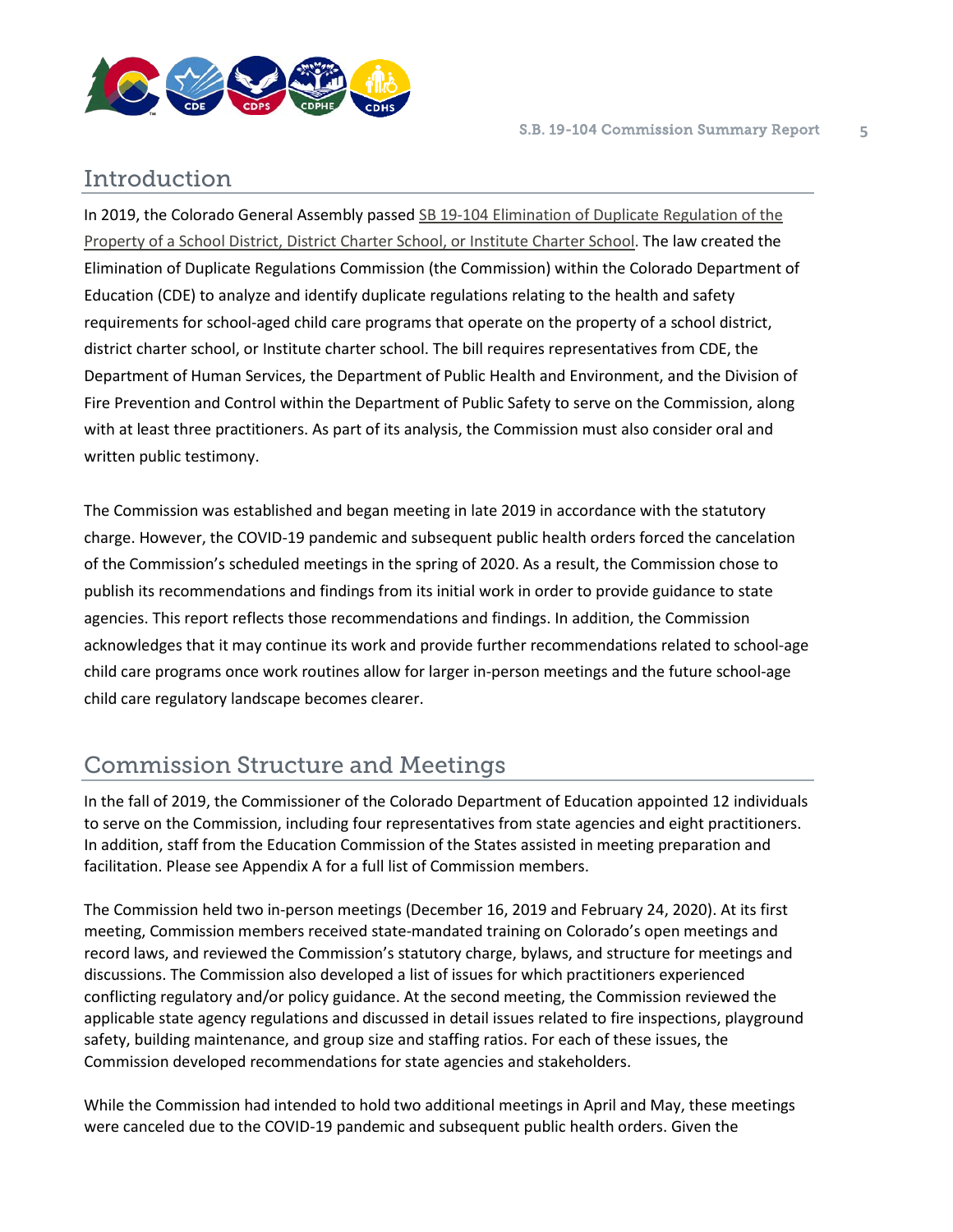## Introduction

In 2019, the Colorado General Assembly passed SB 19-104 Elimination of Duplicate Regulation of the Property of a School District, District Charter School, or Institute Charter School. The law created the Elimination of Duplicate Regulations Commission (the Commission) within the Colorado Department of Education (CDE) to analyze and identify duplicate regulations relating to the health and safety requirements for school-aged child care programs that operate on the property of a school district, district charter school, or Institute charter school. The bill requires representatives from CDE, the Department of Human Services, the Department of Public Health and Environment, and the Division of Fire Prevention and Control within the Department of Public Safety to serve on the Commission, along with at least three practitioners. As part of its analysis, the Commission must also consider oral and written public testimony.

The Commission was established and began meeting in late 2019 in accordance with the statutory charge. However, the COVID-19 pandemic and subsequent public health orders forced the cancelation of the Commission's scheduled meetings in the spring of 2020. As a result, the Commission chose to publish its recommendations and findings from its initial work in order to provide guidance to state agencies. This report reflects those recommendations and findings. In addition, the Commission acknowledges that it may continue its work and provide further recommendations related to school-age child care programs once work routines allow for larger in-person meetings and the future school-age child care regulatory landscape becomes clearer.

## Commission Structure and Meetings

In the fall of 2019, the Commissioner of the Colorado Department of Education appointed 12 individuals to serve on the Commission, including four representatives from state agencies and eight practitioners. In addition, staff from the Education Commission of the States assisted in meeting preparation and facilitation. Please see Appendix A for a full list of Commission members.

The Commission held two in-person meetings (December 16, 2019 and February 24, 2020). At its first meeting, Commission members received state-mandated training on Colorado's open meetings and record laws, and reviewed the Commission's statutory charge, bylaws, and structure for meetings and discussions. The Commission also developed a list of issues for which practitioners experienced conflicting regulatory and/or policy guidance. At the second meeting, the Commission reviewed the applicable state agency regulations and discussed in detail issues related to fire inspections, playground safety, building maintenance, and group size and staffing ratios. For each of these issues, the Commission developed recommendations for state agencies and stakeholders.

While the Commission had intended to hold two additional meetings in April and May, these meetings were canceled due to the COVID-19 pandemic and subsequent public health orders. Given the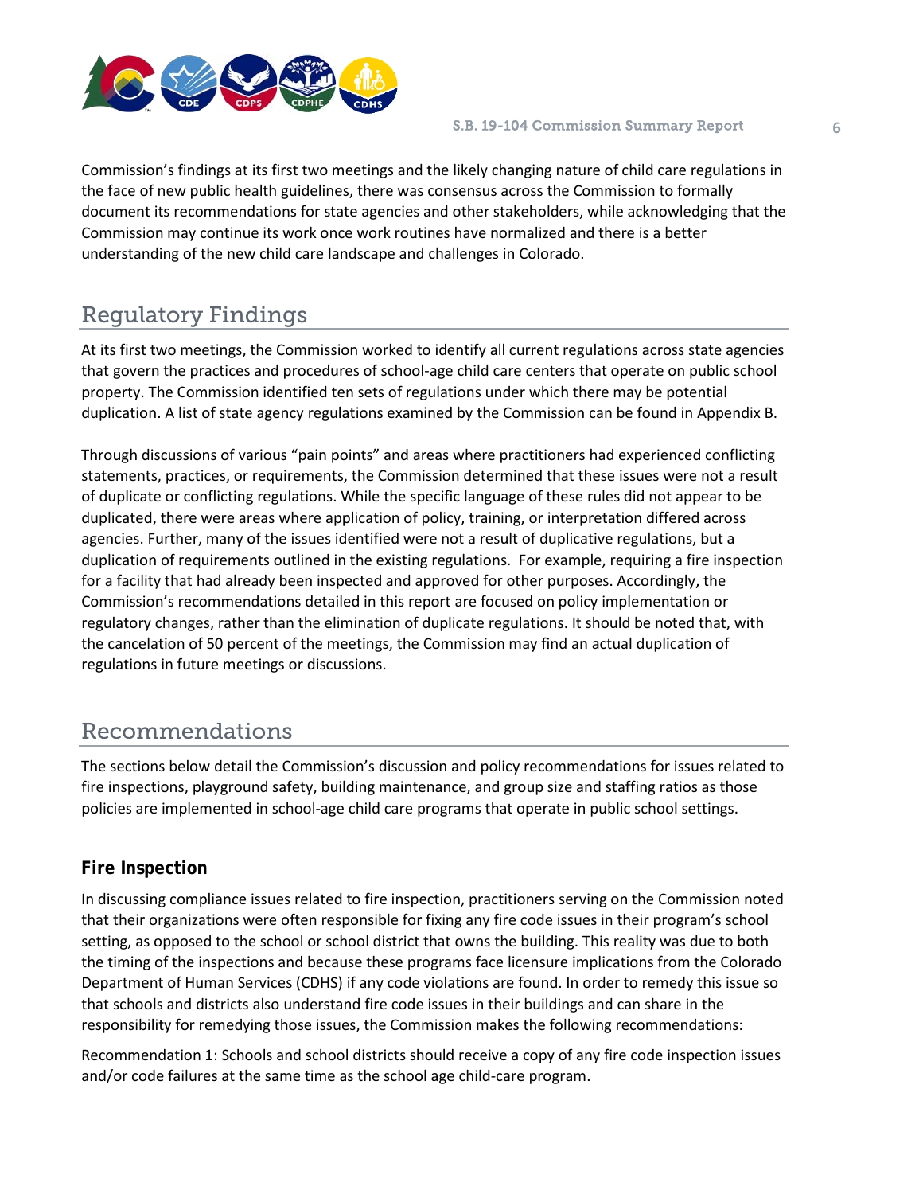Commission's findings at its first two meetings and the likely changing nature of child care regulations in the face of new public health guidelines, there was consensus across the Commission to formally document its recommendations for state agencies and other stakeholders, while acknowledging that the Commission may continue its work once work routines have normalized and there is a better understanding of the new child care landscape and challenges in Colorado.

## Regulatory Findings

At its first two meetings, the Commission worked to identify all current regulations across state agencies that govern the practices and procedures of school-age child care centers that operate on public school property. The Commission identified ten sets of regulations under which there may be potential duplication. A list of state agency regulations examined by the Commission can be found in Appendix B.

Through discussions of various "pain points" and areas where practitioners had experienced conflicting statements, practices, or requirements, the Commission determined that these issues were not a result of duplicate or conflicting regulations. While the specific language of these rules did not appear to be duplicated, there were areas where application of policy, training, or interpretation differed across agencies. Further, many of the issues identified were not a result of duplicative regulations, but a duplication of requirements outlined in the existing regulations. For example, requiring a fire inspection for a facility that had already been inspected and approved for other purposes. Accordingly, the Commission's recommendations detailed in this report are focused on policy implementation or regulatory changes, rather than the elimination of duplicate regulations. It should be noted that, with the cancelation of 50 percent of the meetings, the Commission may find an actual duplication of regulations in future meetings or discussions.

## Recommendations

The sections below detail the Commission's discussion and policy recommendations for issues related to fire inspections, playground safety, building maintenance, and group size and staffing ratios as those policies are implemented in school-age child care programs that operate in public school settings.

### Fire Inspection

In discussing compliance issues related to fire inspection, practitioners serving on the Commission noted that their organizations were often responsible for fixing any fire code issues in their program's school setting, as opposed to the school or school district that owns the building. This reality was due to both the timing of the inspections and because these programs face licensure implications from the Colorado Department of Human Services (CDHS) if any code violations are found. In order to remedy this issue so that schools and districts also understand fire code issues in their buildings and can share in the responsibility for remedying those issues, the Commission makes the following recommendations:

Recommendation 1: Schools and school districts should receive a copy of any fire code inspection issues and/or code failures at the same time as the school age child-care program.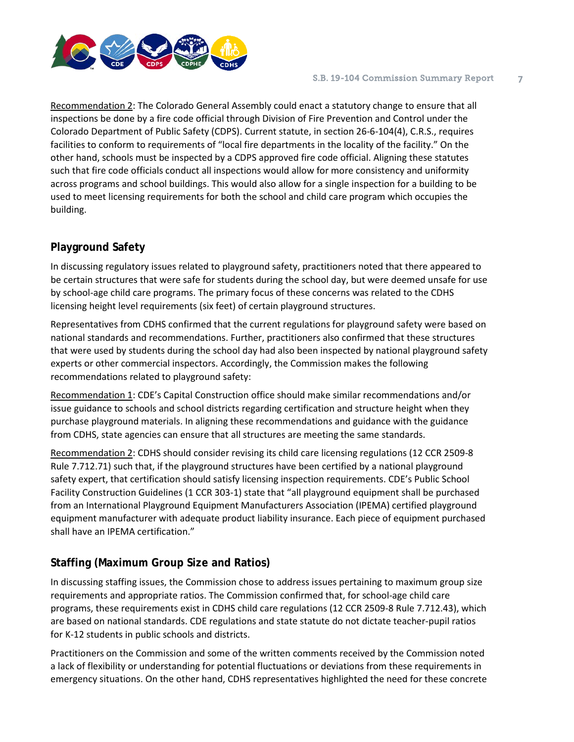Recommendation 2: The Colorado General Assembly could enact a statutory change to ensure that all inspections be done by a fire code official through Division of Fire Prevention and Control under the Colorado Department of Public Safety (CDPS). Current statute, in section 26-6-104(4), C.R.S., requires facilities to conform to requirements of "local fire departments in the locality of the facility." On the other hand, schools must be inspected by a CDPS approved fire code official. Aligning these statutes such that fire code officials conduct all inspections would allow for more consistency and uniformity across programs and school buildings. This would also allow for a single inspection for a building to be used to meet licensing requirements for both the school and child care program which occupies the building.

## Playground Safety

In discussing regulatory issues related to playground safety, practitioners noted that there appeared to be certain structures that were safe for students during the school day, but were deemed unsafe for use by school-age child care programs. The primary focus of these concerns was related to the CDHS licensing height level requirements (six feet) of certain playground structures.

Representatives from CDHS confirmed that the current regulations for playground safety were based on national standards and recommendations. Further, practitioners also confirmed that these structures that were used by students during the school day had also been inspected by national playground safety experts or other commercial inspectors. Accordingly, the Commission makes the following recommendations related to playground safety:

Recommendation 1: CDE's Capital Construction office should make similar recommendations and/or issue guidance to schools and school districts regarding certification and structure height when they purchase playground materials. In aligning these recommendations and guidance with the guidance from CDHS, state agencies can ensure that all structures are meeting the same standards.

Recommendation 2: CDHS should consider revising its child care licensing regulations (12 CCR 2509-8 Rule 7.712.71) such that, if the playground structures have been certified by a national playground safety expert, that certification should satisfy licensing inspection requirements. CDE's Public School Facility Construction Guidelines (1 CCR 303-1) state that "all playground equipment shall be purchased from an International Playground Equipment Manufacturers Association (IPEMA) certified playground equipment manufacturer with adequate product liability insurance. Each piece of equipment purchased shall have an IPEMA certification."

## Staffing (Maximum Group Size and Ratios)

In discussing staffing issues, the Commission chose to address issues pertaining to maximum group size requirements and appropriate ratios. The Commission confirmed that, for school-age child care programs, these requirements exist in CDHS child care regulations (12 CCR 2509-8 Rule 7.712.43), which are based on national standards. CDE regulations and state statute do not dictate teacher-pupil ratios for K-12 students in public schools and districts.

Practitioners on the Commission and some of the written comments received by the Commission noted a lack of flexibility or understanding for potential fluctuations or deviations from these requirements in emergency situations. On the other hand, CDHS representatives highlighted the need for these concrete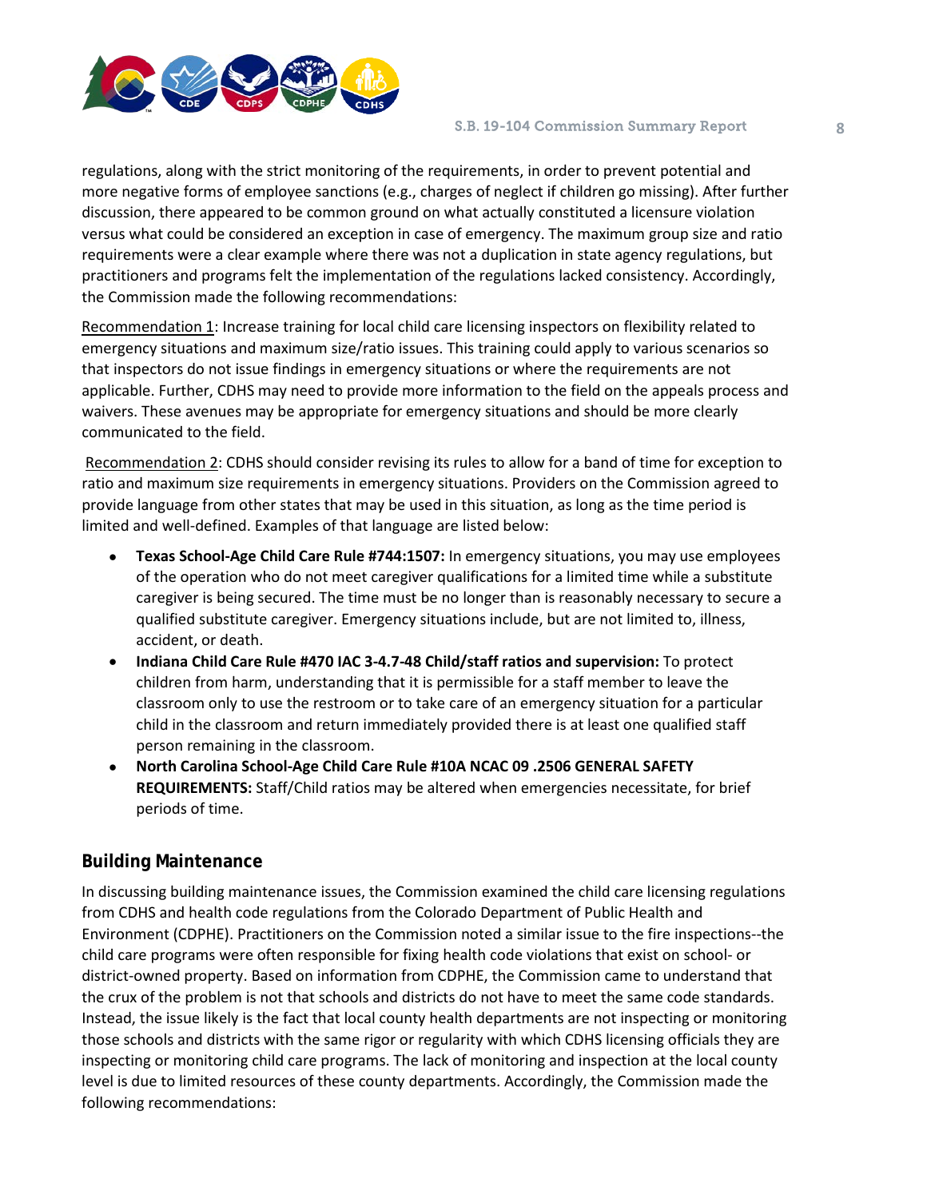regulations, along with the strict monitoring of the requirements, in order to prevent potential and more negative forms of employee sanctions (e.g., charges of neglect if children go missing). After further discussion, there appeared to be common ground on what actually constituted a licensure violation versus what could be considered an exception in case of emergency. The maximum group size and ratio requirements were a clear example where there was not a duplication in state agency regulations, but practitioners and programs felt the implementation of the regulations lacked consistency. Accordingly, the Commission made the following recommendations:

Recommendation 1: Increase training for local child care licensing inspectors on flexibility related to emergency situations and maximum size/ratio issues. This training could apply to various scenarios so that inspectors do not issue findings in emergency situations or where the requirements are not applicable. Further, CDHS may need to provide more information to the field on the appeals process and waivers. These avenues may be appropriate for emergency situations and should be more clearly communicated to the field.

Recommendation 2: CDHS should consider revising its rules to allow for a band of time for exception to ratio and maximum size requirements in emergency situations. Providers on the Commission agreed to provide language from other states that may be used in this situation, as long as the time period is limited and well-defined. Examples of that language are listed below:

- **Texas School-Age Child Care Rule #744:1507:** In emergency situations, you may use employees of the operation who do not meet caregiver qualifications for a limited time while a substitute caregiver is being secured. The time must be no longer than is reasonably necessary to secure a qualified substitute caregiver. Emergency situations include, but are not limited to, illness, accident, or death.
- **Indiana Child Care Rule #470 IAC 3-4.7-48 Child/staff ratios and supervision:** To protect children from harm, understanding that it is permissible for a staff member to leave the classroom only to use the restroom or to take care of an emergency situation for a particular child in the classroom and return immediately provided there is at least one qualified staff person remaining in the classroom.
- **North Carolina School-Age Child Care Rule #10A NCAC 09 .2506 GENERAL SAFETY REQUIREMENTS:** Staff/Child ratios may be altered when emergencies necessitate, for brief periods of time.

## Building Maintenance

In discussing building maintenance issues, the Commission examined the child care licensing regulations from CDHS and health code regulations from the Colorado Department of Public Health and Environment (CDPHE). Practitioners on the Commission noted a similar issue to the fire inspections--the child care programs were often responsible for fixing health code violations that exist on school- or district-owned property. Based on information from CDPHE, the Commission came to understand that the crux of the problem is not that schools and districts do not have to meet the same code standards. Instead, the issue likely is the fact that local county health departments are not inspecting or monitoring those schools and districts with the same rigor or regularity with which CDHS licensing officials they are inspecting or monitoring child care programs. The lack of monitoring and inspection at the local county level is due to limited resources of these county departments. Accordingly, the Commission made the following recommendations: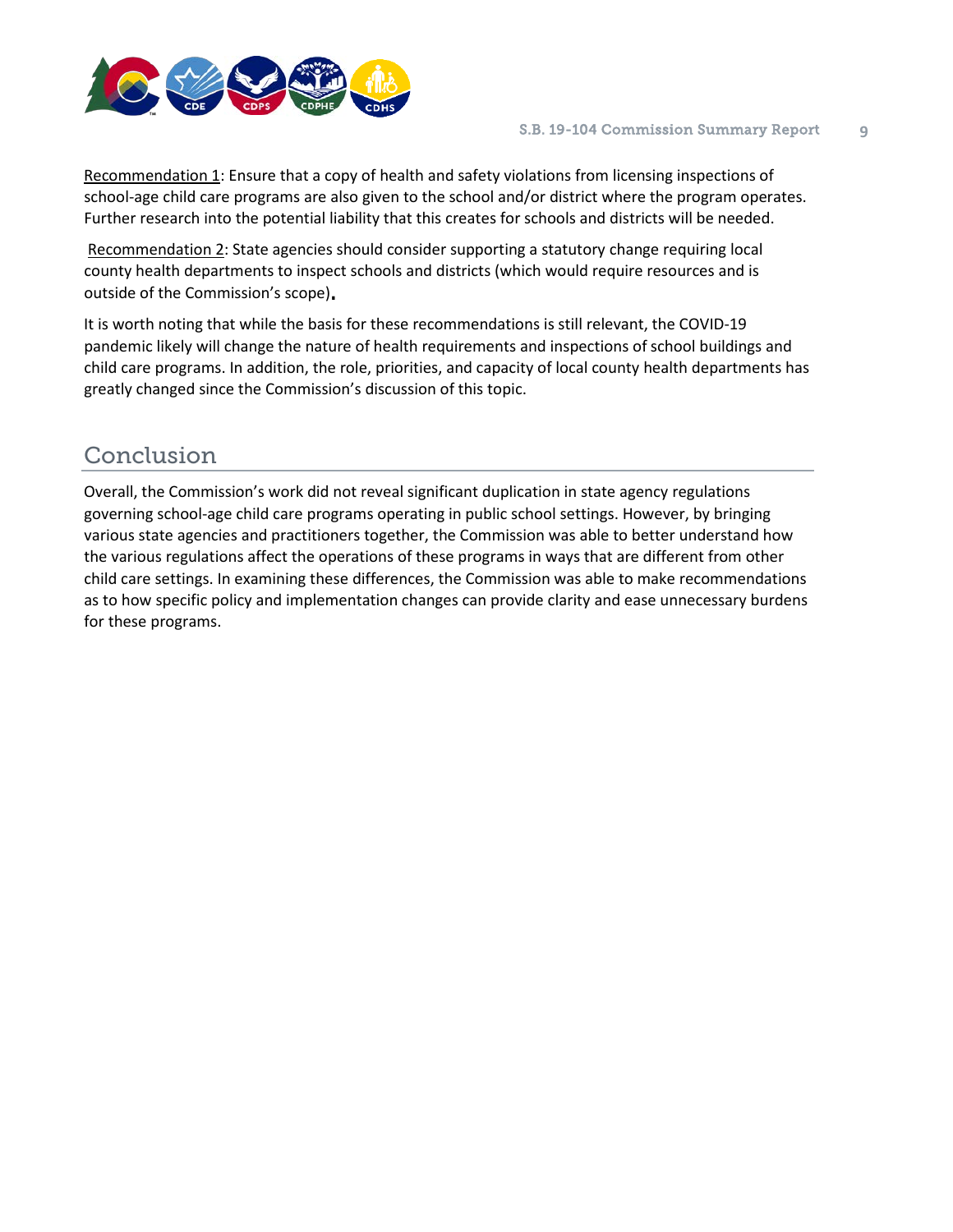Recommendation 1: Ensure that a copy of health and safety violations from licensing inspections of school-age child care programs are also given to the school and/or district where the program operates. Further research into the potential liability that this creates for schools and districts will be needed.

Recommendation 2: State agencies should consider supporting a statutory change requiring local county health departments to inspect schools and districts (which would require resources and is outside of the Commission's scope).

It is worth noting that while the basis for these recommendations is still relevant, the COVID-19 pandemic likely will change the nature of health requirements and inspections of school buildings and child care programs. In addition, the role, priorities, and capacity of local county health departments has greatly changed since the Commission's discussion of this topic.

## Conclusion

Overall, the Commission's work did not reveal significant duplication in state agency regulations governing school-age child care programs operating in public school settings. However, by bringing various state agencies and practitioners together, the Commission was able to better understand how the various regulations affect the operations of these programs in ways that are different from other child care settings. In examining these differences, the Commission was able to make recommendations as to how specific policy and implementation changes can provide clarity and ease unnecessary burdens for these programs.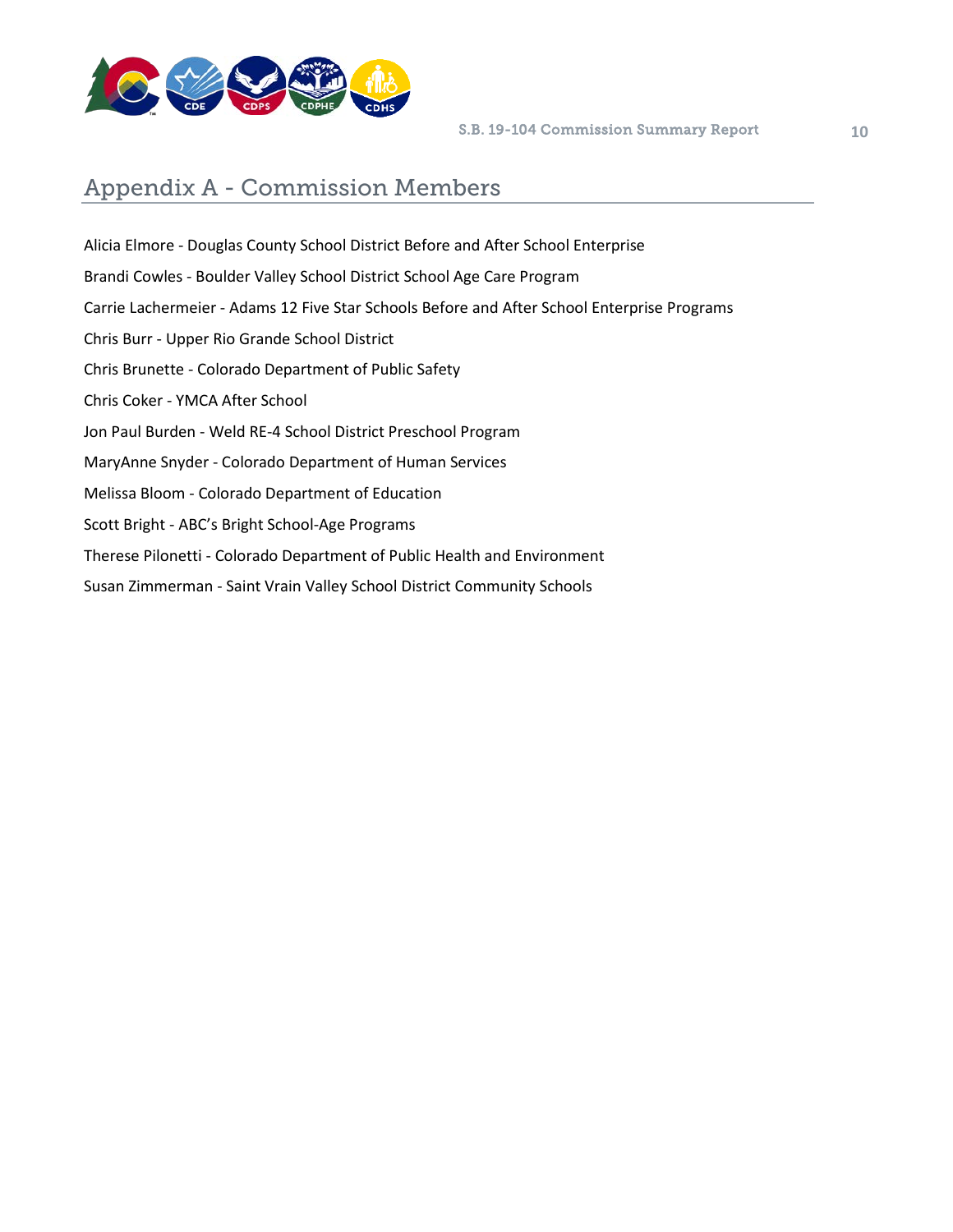## Appendix A - Commission Members

Alicia Elmore - Douglas County School District Before and After School Enterprise

Brandi Cowles - Boulder Valley School District School Age Care Program

Carrie Lachermeier - Adams 12 Five Star Schools Before and After School Enterprise Programs

Chris Burr - Upper Rio Grande School District

Chris Brunette - Colorado Department of Public Safety

Chris Coker - YMCA After School

Jon Paul Burden - Weld RE-4 School District Preschool Program

MaryAnne Snyder - Colorado Department of Human Services

Melissa Bloom - Colorado Department of Education

Scott Bright - ABC's Bright School-Age Programs

Therese Pilonetti - Colorado Department of Public Health and Environment

Susan Zimmerman - Saint Vrain Valley School District Community Schools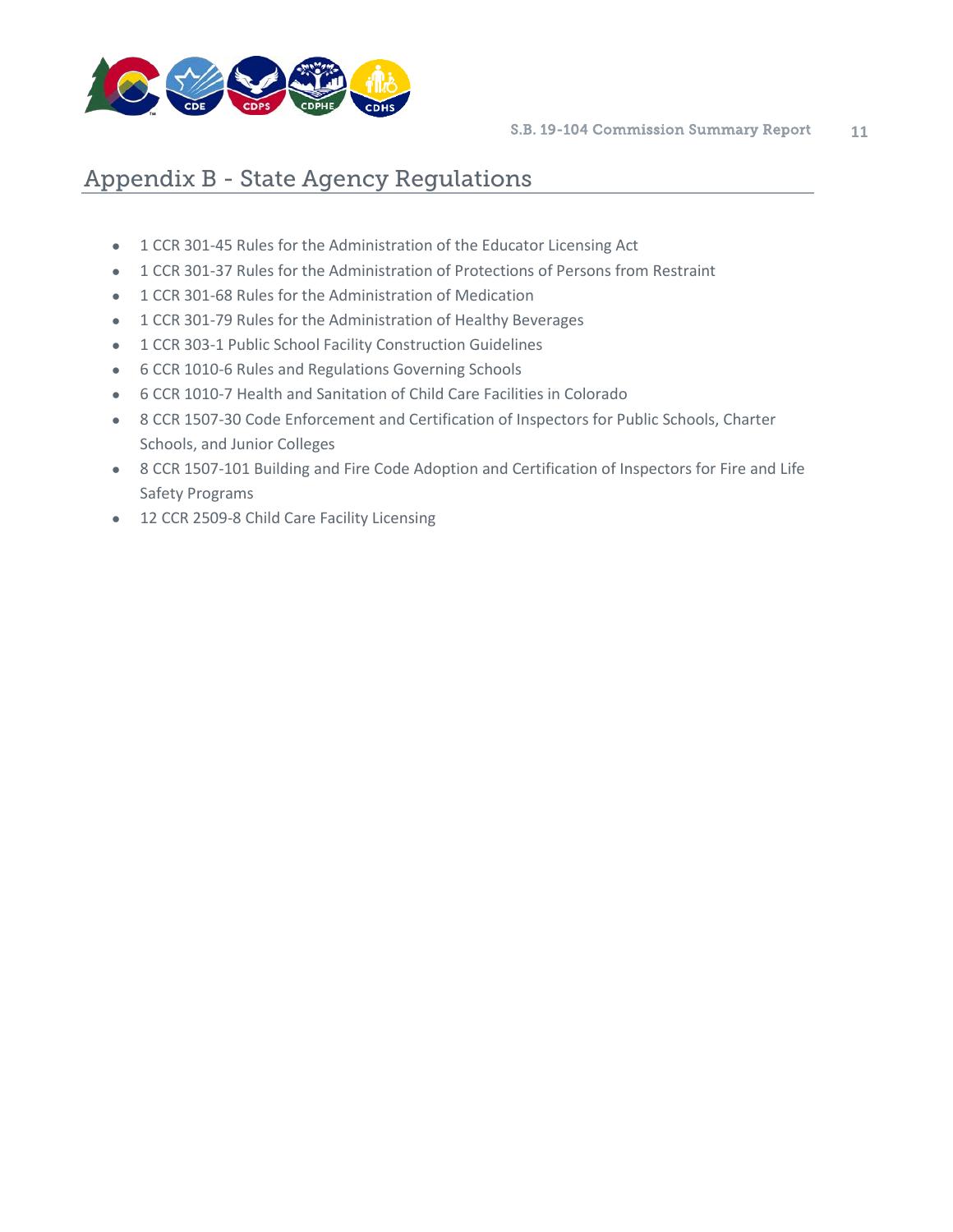## Appendix B - State Agency Regulations

- 1 CCR 301-45 Rules for the Administration of the Educator Licensing Act
- 1 CCR 301-37 Rules for the Administration of Protections of Persons from Restraint
- 1 CCR 301-68 Rules for the Administration of Medication
- 1 CCR 301-79 Rules for the Administration of Healthy Beverages
- 1 CCR 303-1 Public School Facility Construction Guidelines
- 6 CCR 1010-6 Rules and Regulations Governing Schools
- 6 CCR 1010-7 Health and Sanitation of Child Care Facilities in Colorado
- 8 CCR 1507-30 Code Enforcement and Certification of Inspectors for Public Schools, Charter Schools, and Junior Colleges
- 8 CCR 1507-101 Building and Fire Code Adoption and Certification of Inspectors for Fire and Life Safety Programs
- 12 CCR 2509-8 Child Care Facility Licensing